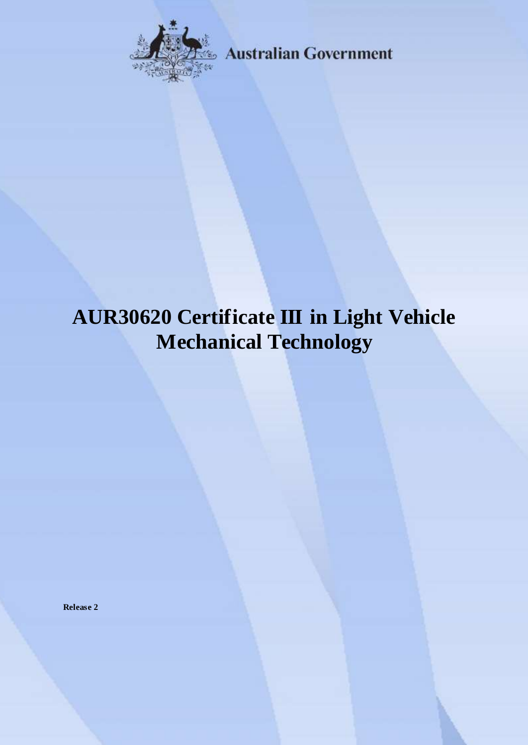Australian Government

# AUR30620 Certificate III in Light Vehicle Mechanical Technology

**Release 2**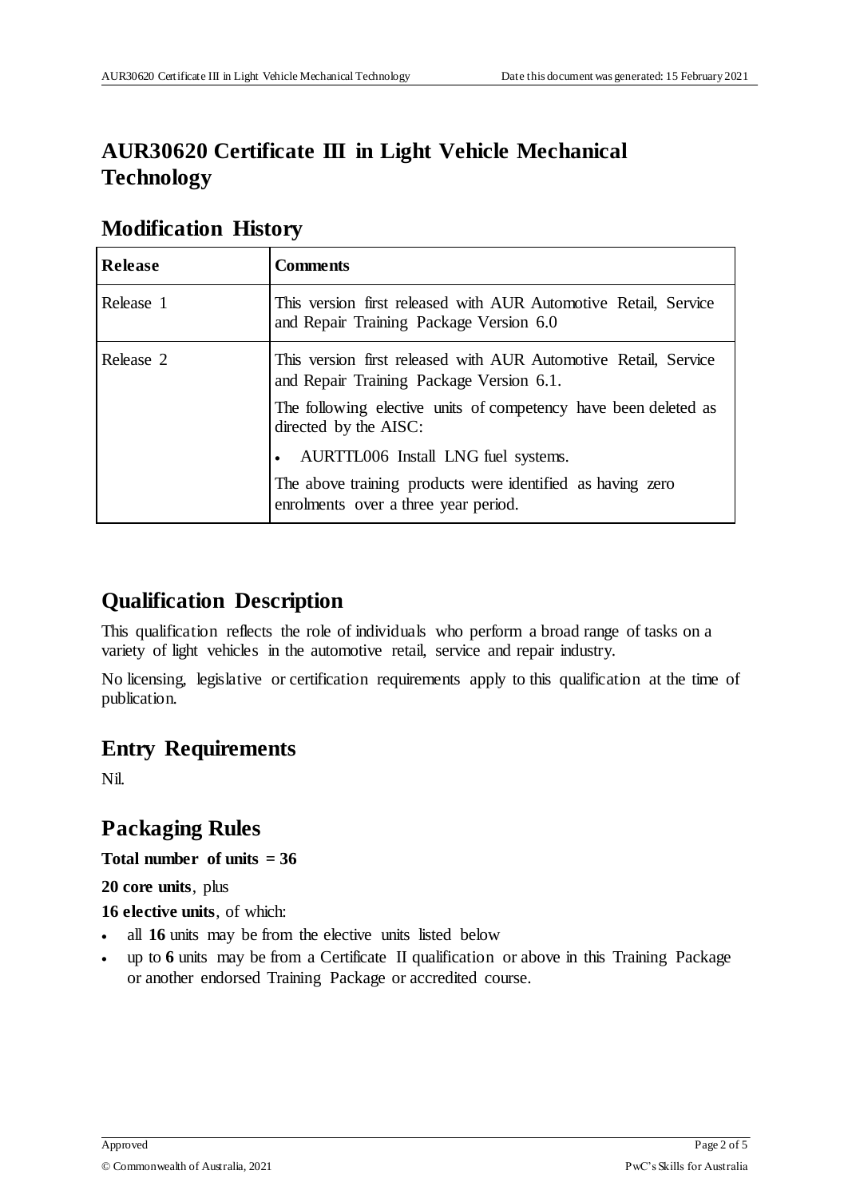# AUR30620 Certificate III in Light Vehicle Mechanical Technology

## Modification History

| Release | Comments |
|---|---|
| Release 1 | This version first released with AUR Automotive Retail, Service and Repair Training Package Version 6.0 |
| Release 2 | This version first released with AUR Automotive Retail, Service and Repair Training Package Version 6.1.<br>The following elective units of competency have been deleted as directed by the AISC:<br>• AURTTL006 Install LNG fuel systems.<br>The above training products were identified as having zero enrolments over a three year period. |

## Qualification Description

This qualification reflects the role of individuals who perform a broad range of tasks on a variety of light vehicles in the automotive retail, service and repair industry.

No licensing, legislative or certification requirements apply to this qualification at the time of publication.

## Entry Requirements

Nil.

## Packaging Rules

**Total number of units = 36**

**20 core units**, plus

**16 elective units**, of which:

- all **16** units may be from the elective units listed below
- up to **6** units may be from a Certificate II qualification or above in this Training Package or another endorsed Training Package or accredited course.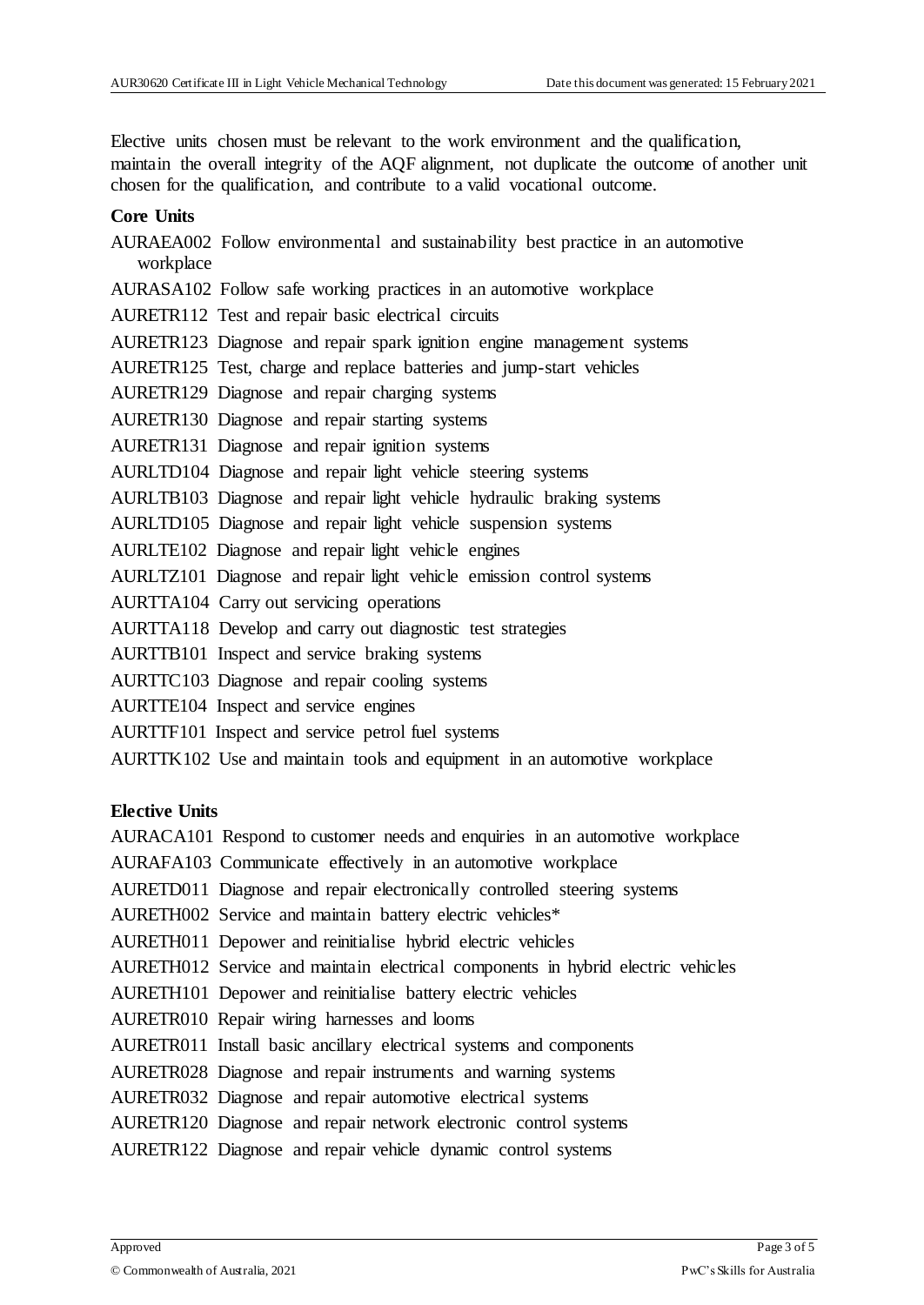Elective units chosen must be relevant to the work environment and the qualification, maintain the overall integrity of the AQF alignment, not duplicate the outcome of another unit chosen for the qualification, and contribute to a valid vocational outcome.

**Core Units**

AURAEA002 Follow environmental and sustainability best practice in an automotive workplace

AURASA102 Follow safe working practices in an automotive workplace

AURETR112 Test and repair basic electrical circuits

AURETR123 Diagnose and repair spark ignition engine management systems

AURETR125 Test, charge and replace batteries and jump-start vehicles

AURETR129 Diagnose and repair charging systems

AURETR130 Diagnose and repair starting systems

AURETR131 Diagnose and repair ignition systems

AURLTD104 Diagnose and repair light vehicle steering systems

AURLTB103 Diagnose and repair light vehicle hydraulic braking systems

AURLTD105 Diagnose and repair light vehicle suspension systems

AURLTE102 Diagnose and repair light vehicle engines

AURLTZ101 Diagnose and repair light vehicle emission control systems

AURTTA104 Carry out servicing operations

AURTTA118 Develop and carry out diagnostic test strategies

AURTTB101 Inspect and service braking systems

AURTTC103 Diagnose and repair cooling systems

AURTTE104 Inspect and service engines

AURTTF101 Inspect and service petrol fuel systems

AURTTK102 Use and maintain tools and equipment in an automotive workplace

**Elective Units**

AURACA101 Respond to customer needs and enquiries in an automotive workplace

AURAFA103 Communicate effectively in an automotive workplace

AURETD011 Diagnose and repair electronically controlled steering systems

AURETH002 Service and maintain battery electric vehicles*

AURETH011 Depower and reinitialise hybrid electric vehicles

AURETH012 Service and maintain electrical components in hybrid electric vehicles

AURETH101 Depower and reinitialise battery electric vehicles

AURETR010 Repair wiring harnesses and looms

AURETR011 Install basic ancillary electrical systems and components

AURETR028 Diagnose and repair instruments and warning systems

AURETR032 Diagnose and repair automotive electrical systems

AURETR120 Diagnose and repair network electronic control systems

AURETR122 Diagnose and repair vehicle dynamic control systems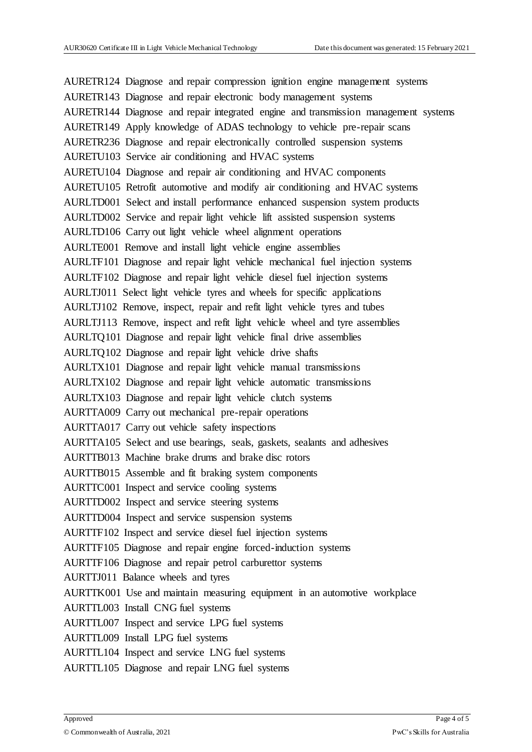AURETR124 Diagnose and repair compression ignition engine management systems

AURETR143 Diagnose and repair electronic body management systems

AURETR144 Diagnose and repair integrated engine and transmission management systems

AURETR149 Apply knowledge of ADAS technology to vehicle pre-repair scans

AURETR236 Diagnose and repair electronically controlled suspension systems

AURETU103 Service air conditioning and HVAC systems

AURETU104 Diagnose and repair air conditioning and HVAC components

AURETU105 Retrofit automotive and modify air conditioning and HVAC systems

AURLTD001 Select and install performance enhanced suspension system products

AURLTD002 Service and repair light vehicle lift assisted suspension systems

AURLTD106 Carry out light vehicle wheel alignment operations

AURLTE001 Remove and install light vehicle engine assemblies

AURLTF101 Diagnose and repair light vehicle mechanical fuel injection systems

AURLTF102 Diagnose and repair light vehicle diesel fuel injection systems

AURLTJ011 Select light vehicle tyres and wheels for specific applications

AURLTJ102 Remove, inspect, repair and refit light vehicle tyres and tubes

AURLTJ113 Remove, inspect and refit light vehicle wheel and tyre assemblies

AURLTQ101 Diagnose and repair light vehicle final drive assemblies

AURLTQ102 Diagnose and repair light vehicle drive shafts

AURLTX101 Diagnose and repair light vehicle manual transmissions

AURLTX102 Diagnose and repair light vehicle automatic transmissions

AURLTX103 Diagnose and repair light vehicle clutch systems

AURTTA009 Carry out mechanical pre-repair operations

AURTTA017 Carry out vehicle safety inspections

AURTTA105 Select and use bearings, seals, gaskets, sealants and adhesives

AURTTB013 Machine brake drums and brake disc rotors

AURTTB015 Assemble and fit braking system components

AURTTC001 Inspect and service cooling systems

AURTTD002 Inspect and service steering systems

AURTTD004 Inspect and service suspension systems

AURTTF102 Inspect and service diesel fuel injection systems

AURTTF105 Diagnose and repair engine forced-induction systems

AURTTF106 Diagnose and repair petrol carburettor systems

AURTTJ011 Balance wheels and tyres

AURTTK001 Use and maintain measuring equipment in an automotive workplace

AURTTL003 Install CNG fuel systems

AURTTL007 Inspect and service LPG fuel systems

AURTTL009 Install LPG fuel systems

AURTTL104 Inspect and service LNG fuel systems

AURTTL105 Diagnose and repair LNG fuel systems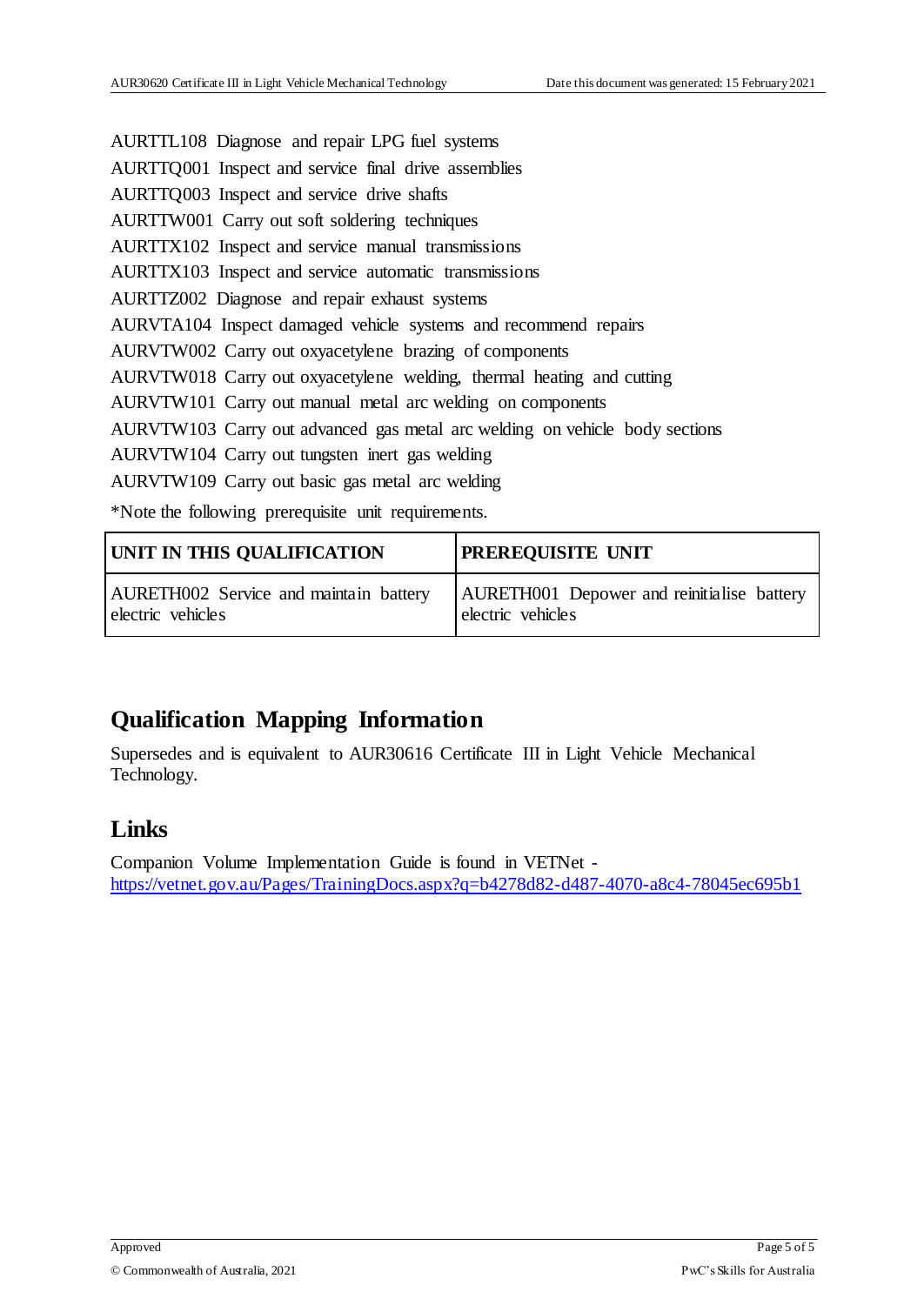AURTTL108 Diagnose and repair LPG fuel systems

AURTTQ001 Inspect and service final drive assemblies

AURTTQ003 Inspect and service drive shafts

AURTTW001 Carry out soft soldering techniques

AURTTX102 Inspect and service manual transmissions

AURTTX103 Inspect and service automatic transmissions

AURTTZ002 Diagnose and repair exhaust systems

AURVTA104 Inspect damaged vehicle systems and recommend repairs

AURVTW002 Carry out oxyacetylene brazing of components

AURVTW018 Carry out oxyacetylene welding, thermal heating and cutting

AURVTW101 Carry out manual metal arc welding on components

AURVTW103 Carry out advanced gas metal arc welding on vehicle body sections

AURVTW104 Carry out tungsten inert gas welding

AURVTW109 Carry out basic gas metal arc welding

*Note the following prerequisite unit requirements.

| UNIT IN THIS QUALIFICATION | PREREQUISITE UNIT |
|---|---|
| AURETH002 Service and maintain battery electric vehicles | AURETH001 Depower and reinitialise battery electric vehicles |

## Qualification Mapping Information

Supersedes and is equivalent to AUR30616 Certificate III in Light Vehicle Mechanical Technology.

## Links

Companion Volume Implementation Guide is found in VETNet - https://vetnet.gov.au/Pages/TrainingDocs.aspx?q=b4278d82-d487-4070-a8c4-78045ec695b1